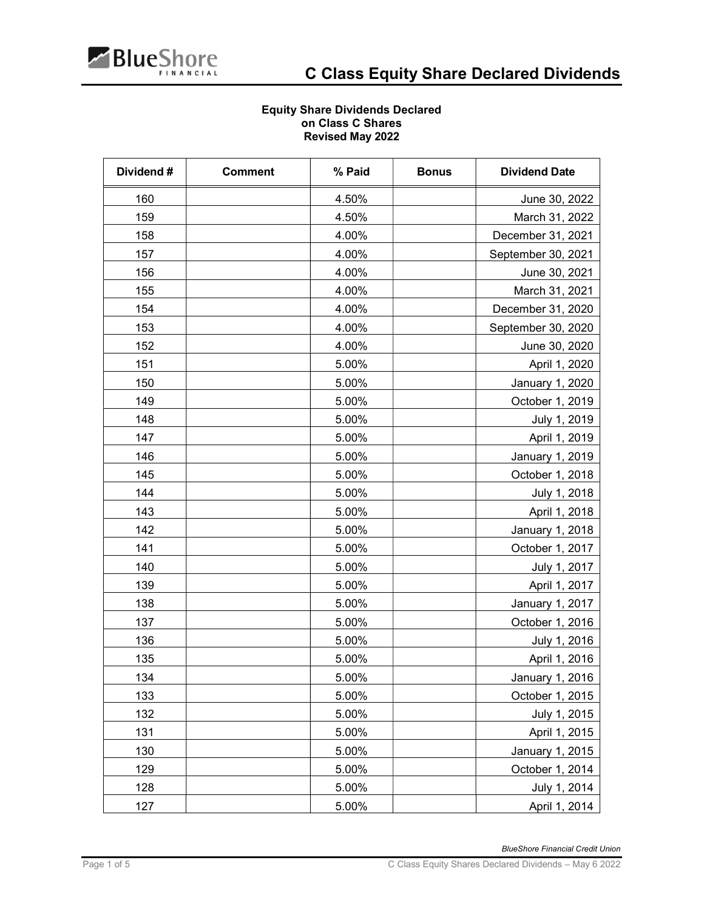# C Class Equity Share Declared Dividends

**Equity Share Dividends Declared**
**on Class C Shares**
**Revised May 2022**

| Dividend # | Comment | % Paid | Bonus | Dividend Date |
|---|---|---|---|---|
| 160 | | 4.50% | | June 30, 2022 |
| 159 | | 4.50% | | March 31, 2022 |
| 158 | | 4.00% | | December 31, 2021 |
| 157 | | 4.00% | | September 30, 2021 |
| 156 | | 4.00% | | June 30, 2021 |
| 155 | | 4.00% | | March 31, 2021 |
| 154 | | 4.00% | | December 31, 2020 |
| 153 | | 4.00% | | September 30, 2020 |
| 152 | | 4.00% | | June 30, 2020 |
| 151 | | 5.00% | | April 1, 2020 |
| 150 | | 5.00% | | January 1, 2020 |
| 149 | | 5.00% | | October 1, 2019 |
| 148 | | 5.00% | | July 1, 2019 |
| 147 | | 5.00% | | April 1, 2019 |
| 146 | | 5.00% | | January 1, 2019 |
| 145 | | 5.00% | | October 1, 2018 |
| 144 | | 5.00% | | July 1, 2018 |
| 143 | | 5.00% | | April 1, 2018 |
| 142 | | 5.00% | | January 1, 2018 |
| 141 | | 5.00% | | October 1, 2017 |
| 140 | | 5.00% | | July 1, 2017 |
| 139 | | 5.00% | | April 1, 2017 |
| 138 | | 5.00% | | January 1, 2017 |
| 137 | | 5.00% | | October 1, 2016 |
| 136 | | 5.00% | | July 1, 2016 |
| 135 | | 5.00% | | April 1, 2016 |
| 134 | | 5.00% | | January 1, 2016 |
| 133 | | 5.00% | | October 1, 2015 |
| 132 | | 5.00% | | July 1, 2015 |
| 131 | | 5.00% | | April 1, 2015 |
| 130 | | 5.00% | | January 1, 2015 |
| 129 | | 5.00% | | October 1, 2014 |
| 128 | | 5.00% | | July 1, 2014 |
| 127 | | 5.00% | | April 1, 2014 |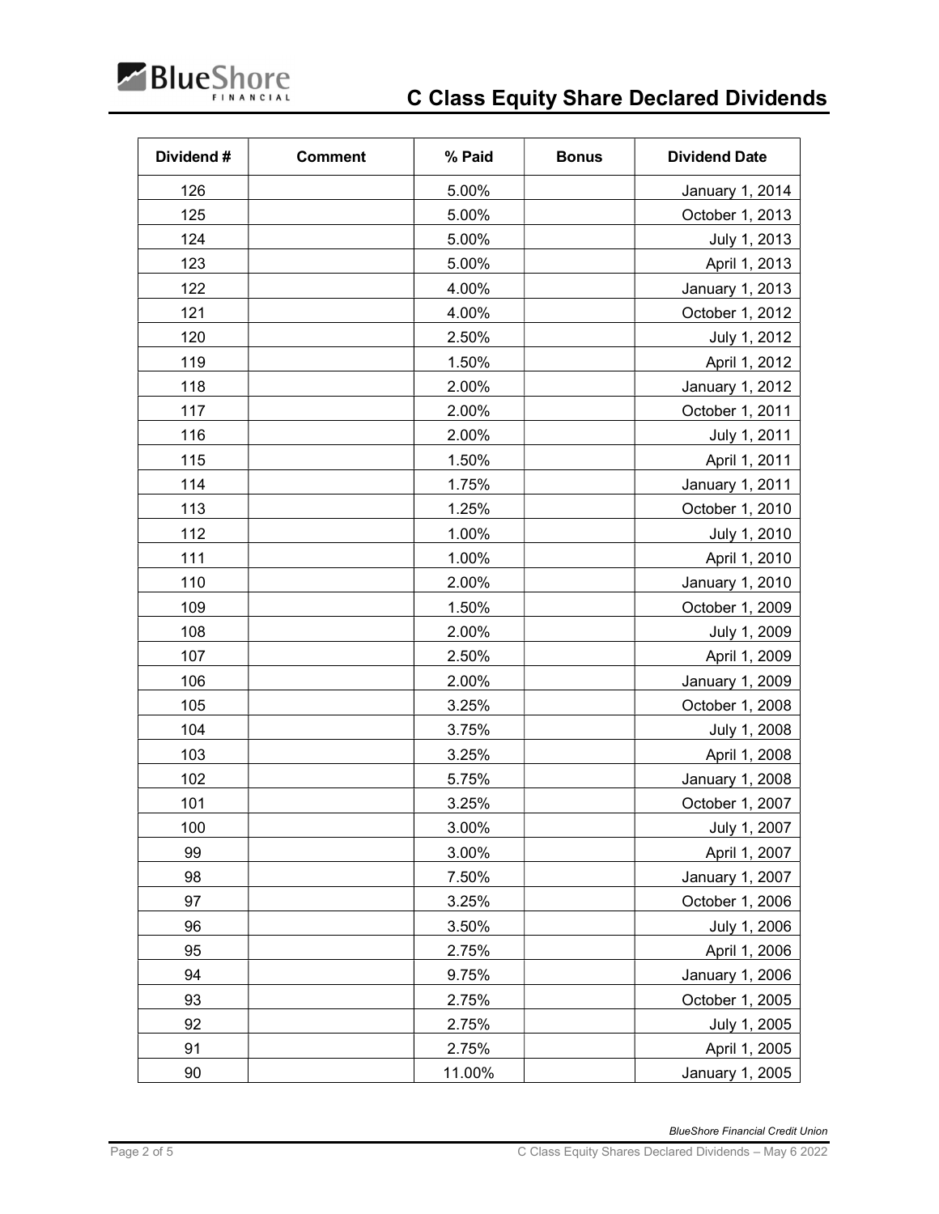# C Class Equity Share Declared Dividends

| Dividend # | Comment | % Paid | Bonus | Dividend Date |
|---|---|---|---|---|
| 126 | | 5.00% | | January 1, 2014 |
| 125 | | 5.00% | | October 1, 2013 |
| 124 | | 5.00% | | July 1, 2013 |
| 123 | | 5.00% | | April 1, 2013 |
| 122 | | 4.00% | | January 1, 2013 |
| 121 | | 4.00% | | October 1, 2012 |
| 120 | | 2.50% | | July 1, 2012 |
| 119 | | 1.50% | | April 1, 2012 |
| 118 | | 2.00% | | January 1, 2012 |
| 117 | | 2.00% | | October 1, 2011 |
| 116 | | 2.00% | | July 1, 2011 |
| 115 | | 1.50% | | April 1, 2011 |
| 114 | | 1.75% | | January 1, 2011 |
| 113 | | 1.25% | | October 1, 2010 |
| 112 | | 1.00% | | July 1, 2010 |
| 111 | | 1.00% | | April 1, 2010 |
| 110 | | 2.00% | | January 1, 2010 |
| 109 | | 1.50% | | October 1, 2009 |
| 108 | | 2.00% | | July 1, 2009 |
| 107 | | 2.50% | | April 1, 2009 |
| 106 | | 2.00% | | January 1, 2009 |
| 105 | | 3.25% | | October 1, 2008 |
| 104 | | 3.75% | | July 1, 2008 |
| 103 | | 3.25% | | April 1, 2008 |
| 102 | | 5.75% | | January 1, 2008 |
| 101 | | 3.25% | | October 1, 2007 |
| 100 | | 3.00% | | July 1, 2007 |
| 99 | | 3.00% | | April 1, 2007 |
| 98 | | 7.50% | | January 1, 2007 |
| 97 | | 3.25% | | October 1, 2006 |
| 96 | | 3.50% | | July 1, 2006 |
| 95 | | 2.75% | | April 1, 2006 |
| 94 | | 9.75% | | January 1, 2006 |
| 93 | | 2.75% | | October 1, 2005 |
| 92 | | 2.75% | | July 1, 2005 |
| 91 | | 2.75% | | April 1, 2005 |
| 90 | | 11.00% | | January 1, 2005 |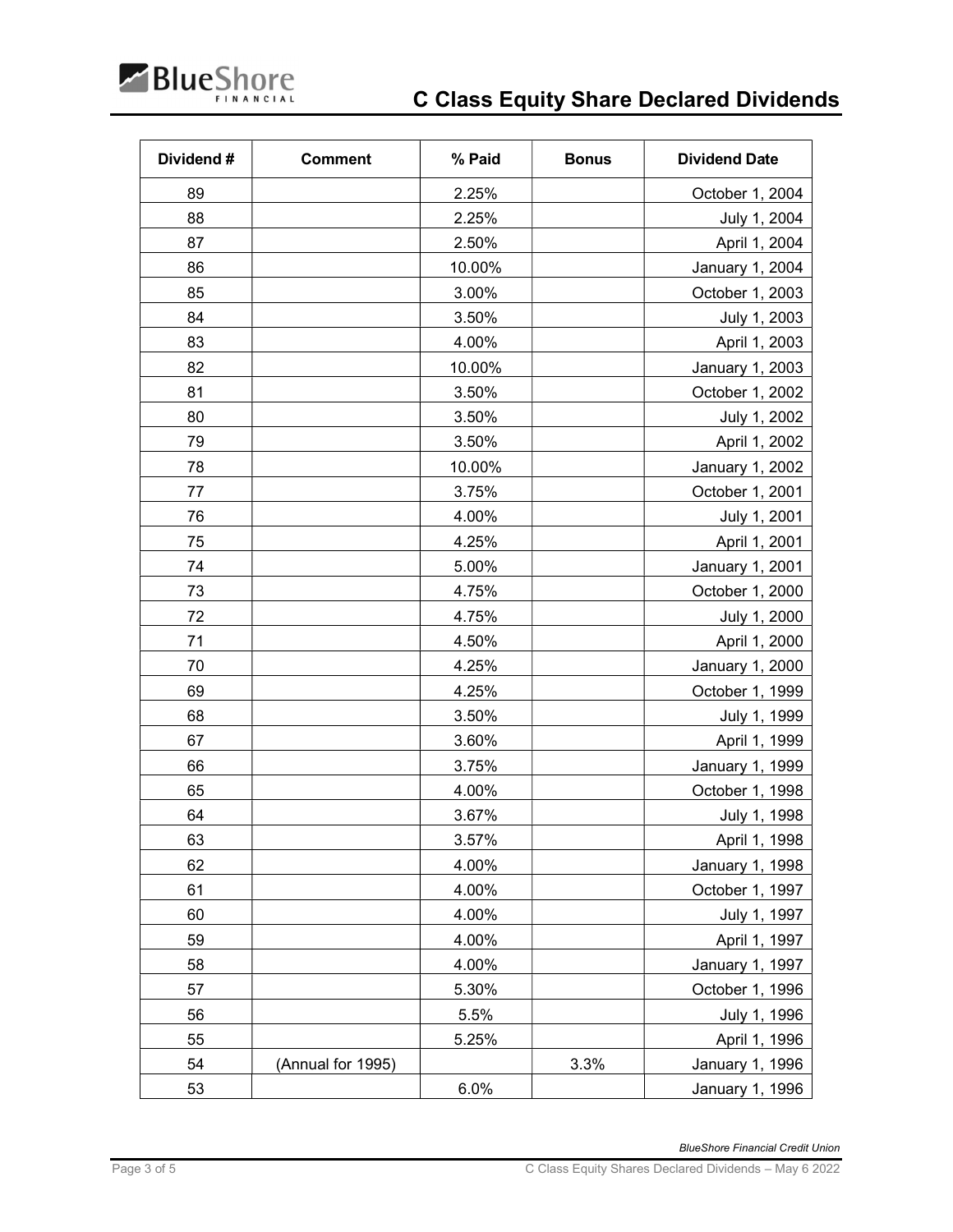# C Class Equity Share Declared Dividends

| Dividend # | Comment | % Paid | Bonus | Dividend Date |
|---|---|---|---|---|
| 89 | | 2.25% | | October 1, 2004 |
| 88 | | 2.25% | | July 1, 2004 |
| 87 | | 2.50% | | April 1, 2004 |
| 86 | | 10.00% | | January 1, 2004 |
| 85 | | 3.00% | | October 1, 2003 |
| 84 | | 3.50% | | July 1, 2003 |
| 83 | | 4.00% | | April 1, 2003 |
| 82 | | 10.00% | | January 1, 2003 |
| 81 | | 3.50% | | October 1, 2002 |
| 80 | | 3.50% | | July 1, 2002 |
| 79 | | 3.50% | | April 1, 2002 |
| 78 | | 10.00% | | January 1, 2002 |
| 77 | | 3.75% | | October 1, 2001 |
| 76 | | 4.00% | | July 1, 2001 |
| 75 | | 4.25% | | April 1, 2001 |
| 74 | | 5.00% | | January 1, 2001 |
| 73 | | 4.75% | | October 1, 2000 |
| 72 | | 4.75% | | July 1, 2000 |
| 71 | | 4.50% | | April 1, 2000 |
| 70 | | 4.25% | | January 1, 2000 |
| 69 | | 4.25% | | October 1, 1999 |
| 68 | | 3.50% | | July 1, 1999 |
| 67 | | 3.60% | | April 1, 1999 |
| 66 | | 3.75% | | January 1, 1999 |
| 65 | | 4.00% | | October 1, 1998 |
| 64 | | 3.67% | | July 1, 1998 |
| 63 | | 3.57% | | April 1, 1998 |
| 62 | | 4.00% | | January 1, 1998 |
| 61 | | 4.00% | | October 1, 1997 |
| 60 | | 4.00% | | July 1, 1997 |
| 59 | | 4.00% | | April 1, 1997 |
| 58 | | 4.00% | | January 1, 1997 |
| 57 | | 5.30% | | October 1, 1996 |
| 56 | | 5.5% | | July 1, 1996 |
| 55 | | 5.25% | | April 1, 1996 |
| 54 | (Annual for 1995) | | 3.3% | January 1, 1996 |
| 53 | | 6.0% | | January 1, 1996 |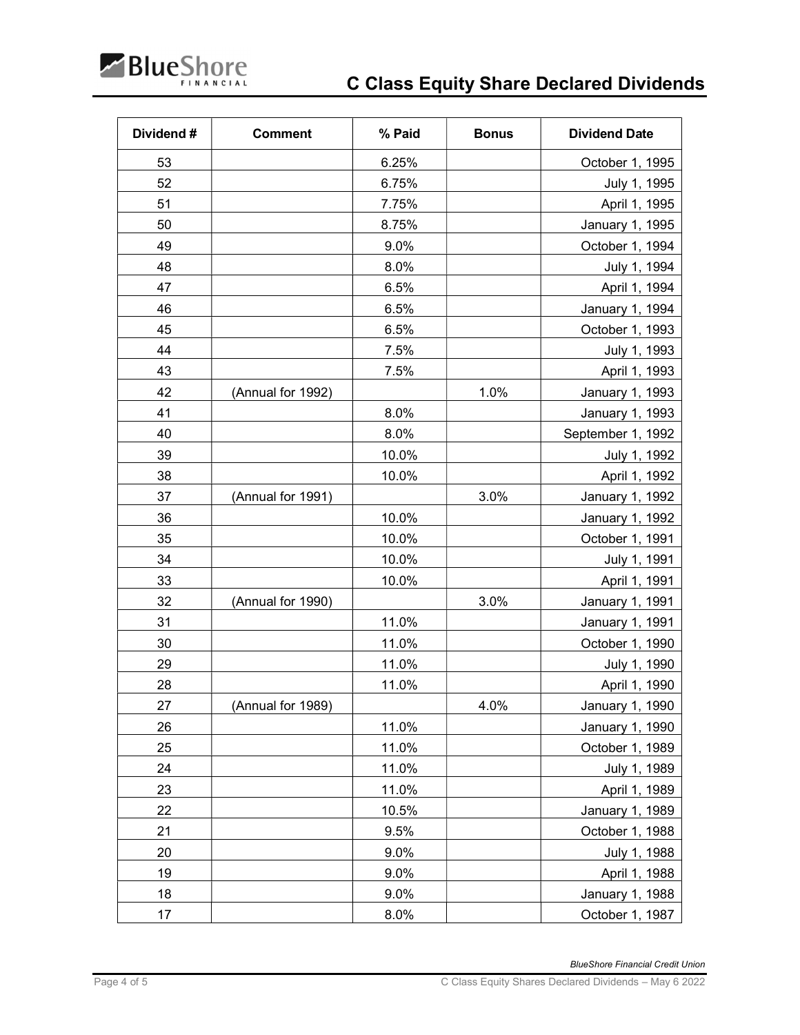# C Class Equity Share Declared Dividends

| Dividend # | Comment | % Paid | Bonus | Dividend Date |
|---|---|---|---|---|
| 53 | | 6.25% | | October 1, 1995 |
| 52 | | 6.75% | | July 1, 1995 |
| 51 | | 7.75% | | April 1, 1995 |
| 50 | | 8.75% | | January 1, 1995 |
| 49 | | 9.0% | | October 1, 1994 |
| 48 | | 8.0% | | July 1, 1994 |
| 47 | | 6.5% | | April 1, 1994 |
| 46 | | 6.5% | | January 1, 1994 |
| 45 | | 6.5% | | October 1, 1993 |
| 44 | | 7.5% | | July 1, 1993 |
| 43 | | 7.5% | | April 1, 1993 |
| 42 | (Annual for 1992) | | 1.0% | January 1, 1993 |
| 41 | | 8.0% | | January 1, 1993 |
| 40 | | 8.0% | | September 1, 1992 |
| 39 | | 10.0% | | July 1, 1992 |
| 38 | | 10.0% | | April 1, 1992 |
| 37 | (Annual for 1991) | | 3.0% | January 1, 1992 |
| 36 | | 10.0% | | January 1, 1992 |
| 35 | | 10.0% | | October 1, 1991 |
| 34 | | 10.0% | | July 1, 1991 |
| 33 | | 10.0% | | April 1, 1991 |
| 32 | (Annual for 1990) | | 3.0% | January 1, 1991 |
| 31 | | 11.0% | | January 1, 1991 |
| 30 | | 11.0% | | October 1, 1990 |
| 29 | | 11.0% | | July 1, 1990 |
| 28 | | 11.0% | | April 1, 1990 |
| 27 | (Annual for 1989) | | 4.0% | January 1, 1990 |
| 26 | | 11.0% | | January 1, 1990 |
| 25 | | 11.0% | | October 1, 1989 |
| 24 | | 11.0% | | July 1, 1989 |
| 23 | | 11.0% | | April 1, 1989 |
| 22 | | 10.5% | | January 1, 1989 |
| 21 | | 9.5% | | October 1, 1988 |
| 20 | | 9.0% | | July 1, 1988 |
| 19 | | 9.0% | | April 1, 1988 |
| 18 | | 9.0% | | January 1, 1988 |
| 17 | | 8.0% | | October 1, 1987 |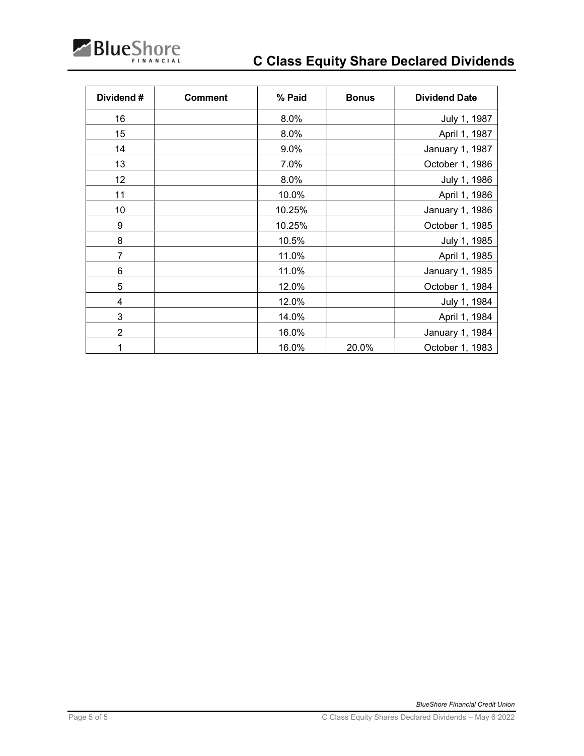# C Class Equity Share Declared Dividends

| Dividend # | Comment | % Paid | Bonus | Dividend Date |
|---|---|---|---|---|
| 16 | | 8.0% | | July 1, 1987 |
| 15 | | 8.0% | | April 1, 1987 |
| 14 | | 9.0% | | January 1, 1987 |
| 13 | | 7.0% | | October 1, 1986 |
| 12 | | 8.0% | | July 1, 1986 |
| 11 | | 10.0% | | April 1, 1986 |
| 10 | | 10.25% | | January 1, 1986 |
| 9 | | 10.25% | | October 1, 1985 |
| 8 | | 10.5% | | July 1, 1985 |
| 7 | | 11.0% | | April 1, 1985 |
| 6 | | 11.0% | | January 1, 1985 |
| 5 | | 12.0% | | October 1, 1984 |
| 4 | | 12.0% | | July 1, 1984 |
| 3 | | 14.0% | | April 1, 1984 |
| 2 | | 16.0% | | January 1, 1984 |
| 1 | | 16.0% | 20.0% | October 1, 1983 |